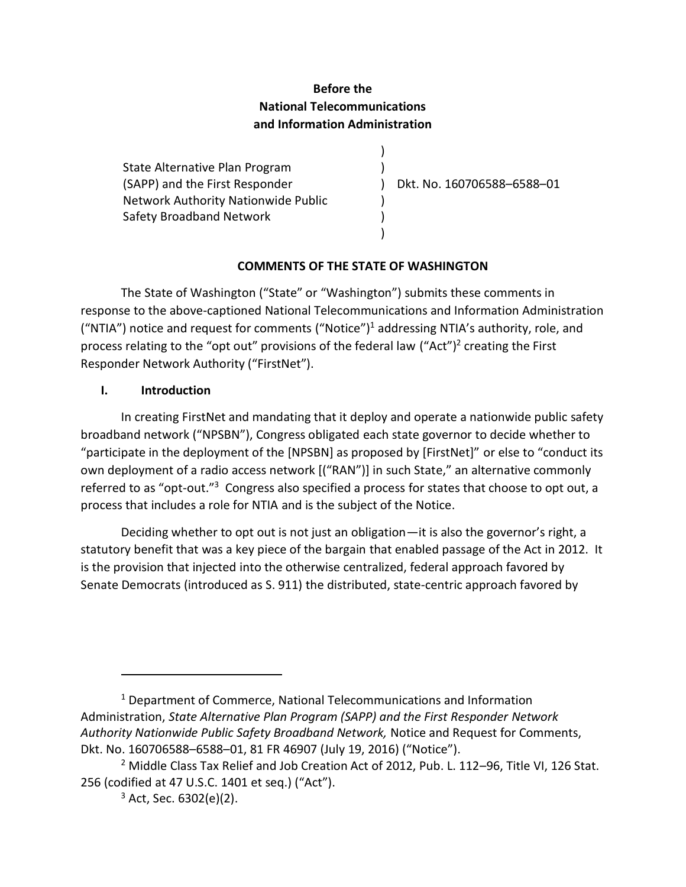**Before the**
**National Telecommunications**
**and Information Administration**

| | |
|---|---|
| State Alternative Plan Program (SAPP) and the First Responder Network Authority Nationwide Public Safety Broadband Network | Dkt. No. 160706588–6588–01 |

**COMMENTS OF THE STATE OF WASHINGTON**

The State of Washington ("State" or "Washington") submits these comments in response to the above-captioned National Telecommunications and Information Administration ("NTIA") notice and request for comments ("Notice")[1] addressing NTIA's authority, role, and process relating to the "opt out" provisions of the federal law ("Act")[2] creating the First Responder Network Authority ("FirstNet").

## I. Introduction

In creating FirstNet and mandating that it deploy and operate a nationwide public safety broadband network ("NPSBN"), Congress obligated each state governor to decide whether to "participate in the deployment of the [NPSBN] as proposed by [FirstNet]" or else to "conduct its own deployment of a radio access network [("RAN")] in such State," an alternative commonly referred to as "opt-out."[3] Congress also specified a process for states that choose to opt out, a process that includes a role for NTIA and is the subject of the Notice.

Deciding whether to opt out is not just an obligation—it is also the governor's right, a statutory benefit that was a key piece of the bargain that enabled passage of the Act in 2012. It is the provision that injected into the otherwise centralized, federal approach favored by Senate Democrats (introduced as S. 911) the distributed, state-centric approach favored by

---

[1] Department of Commerce, National Telecommunications and Information Administration, *State Alternative Plan Program (SAPP) and the First Responder Network Authority Nationwide Public Safety Broadband Network,* Notice and Request for Comments, Dkt. No. 160706588–6588–01, 81 FR 46907 (July 19, 2016) ("Notice").

[2] Middle Class Tax Relief and Job Creation Act of 2012, Pub. L. 112–96, Title VI, 126 Stat. 256 (codified at 47 U.S.C. 1401 et seq.) ("Act").

[3] Act, Sec. 6302(e)(2).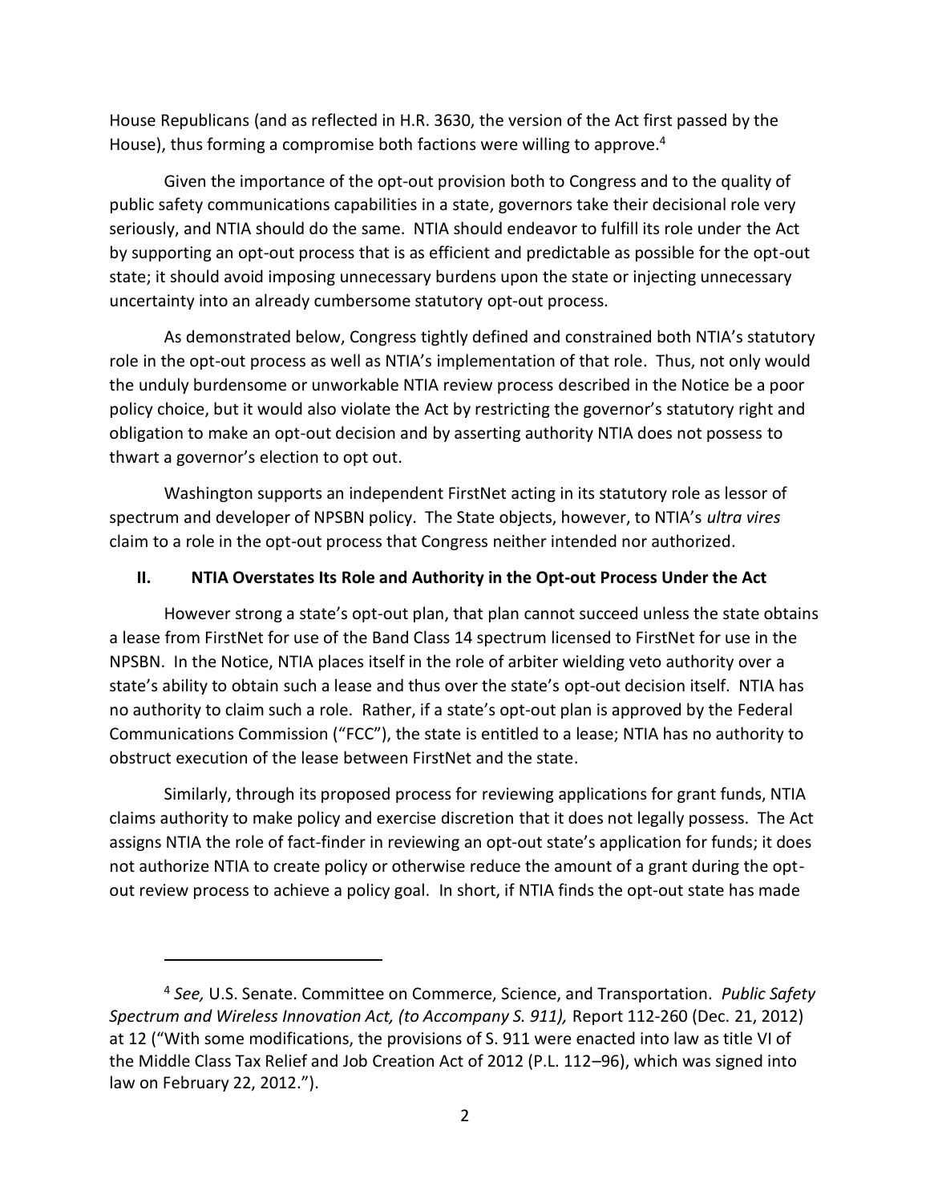House Republicans (and as reflected in H.R. 3630, the version of the Act first passed by the House), thus forming a compromise both factions were willing to approve.[4]

Given the importance of the opt-out provision both to Congress and to the quality of public safety communications capabilities in a state, governors take their decisional role very seriously, and NTIA should do the same. NTIA should endeavor to fulfill its role under the Act by supporting an opt-out process that is as efficient and predictable as possible for the opt-out state; it should avoid imposing unnecessary burdens upon the state or injecting unnecessary uncertainty into an already cumbersome statutory opt-out process.

As demonstrated below, Congress tightly defined and constrained both NTIA's statutory role in the opt-out process as well as NTIA's implementation of that role. Thus, not only would the unduly burdensome or unworkable NTIA review process described in the Notice be a poor policy choice, but it would also violate the Act by restricting the governor's statutory right and obligation to make an opt-out decision and by asserting authority NTIA does not possess to thwart a governor's election to opt out.

Washington supports an independent FirstNet acting in its statutory role as lessor of spectrum and developer of NPSBN policy. The State objects, however, to NTIA's *ultra vires* claim to a role in the opt-out process that Congress neither intended nor authorized.

## II. NTIA Overstates Its Role and Authority in the Opt-out Process Under the Act

However strong a state's opt-out plan, that plan cannot succeed unless the state obtains a lease from FirstNet for use of the Band Class 14 spectrum licensed to FirstNet for use in the NPSBN. In the Notice, NTIA places itself in the role of arbiter wielding veto authority over a state's ability to obtain such a lease and thus over the state's opt-out decision itself. NTIA has no authority to claim such a role. Rather, if a state's opt-out plan is approved by the Federal Communications Commission ("FCC"), the state is entitled to a lease; NTIA has no authority to obstruct execution of the lease between FirstNet and the state.

Similarly, through its proposed process for reviewing applications for grant funds, NTIA claims authority to make policy and exercise discretion that it does not legally possess. The Act assigns NTIA the role of fact-finder in reviewing an opt-out state's application for funds; it does not authorize NTIA to create policy or otherwise reduce the amount of a grant during the opt-out review process to achieve a policy goal. In short, if NTIA finds the opt-out state has made

---

[4] *See,* U.S. Senate. Committee on Commerce, Science, and Transportation. *Public Safety Spectrum and Wireless Innovation Act, (to Accompany S. 911),* Report 112-260 (Dec. 21, 2012) at 12 ("With some modifications, the provisions of S. 911 were enacted into law as title VI of the Middle Class Tax Relief and Job Creation Act of 2012 (P.L. 112–96), which was signed into law on February 22, 2012.").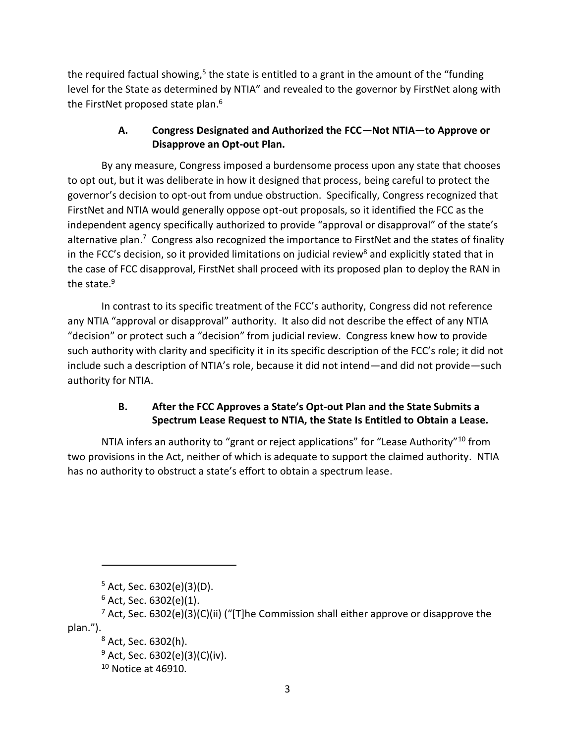the required factual showing,[5] the state is entitled to a grant in the amount of the "funding level for the State as determined by NTIA" and revealed to the governor by FirstNet along with the FirstNet proposed state plan.[6]

### A. Congress Designated and Authorized the FCC—Not NTIA—to Approve or Disapprove an Opt-out Plan.

By any measure, Congress imposed a burdensome process upon any state that chooses to opt out, but it was deliberate in how it designed that process, being careful to protect the governor's decision to opt-out from undue obstruction. Specifically, Congress recognized that FirstNet and NTIA would generally oppose opt-out proposals, so it identified the FCC as the independent agency specifically authorized to provide "approval or disapproval" of the state's alternative plan.[7] Congress also recognized the importance to FirstNet and the states of finality in the FCC's decision, so it provided limitations on judicial review[8] and explicitly stated that in the case of FCC disapproval, FirstNet shall proceed with its proposed plan to deploy the RAN in the state.[9]

In contrast to its specific treatment of the FCC's authority, Congress did not reference any NTIA "approval or disapproval" authority. It also did not describe the effect of any NTIA "decision" or protect such a "decision" from judicial review. Congress knew how to provide such authority with clarity and specificity it in its specific description of the FCC's role; it did not include such a description of NTIA's role, because it did not intend—and did not provide—such authority for NTIA.

### B. After the FCC Approves a State's Opt-out Plan and the State Submits a Spectrum Lease Request to NTIA, the State Is Entitled to Obtain a Lease.

NTIA infers an authority to "grant or reject applications" for "Lease Authority"[10] from two provisions in the Act, neither of which is adequate to support the claimed authority. NTIA has no authority to obstruct a state's effort to obtain a spectrum lease.

---

[5] Act, Sec. 6302(e)(3)(D).

[6] Act, Sec. 6302(e)(1).

[7] Act, Sec. 6302(e)(3)(C)(ii) ("[T]he Commission shall either approve or disapprove the plan.").

[8] Act, Sec. 6302(h).

[9] Act, Sec. 6302(e)(3)(C)(iv).

[10] Notice at 46910.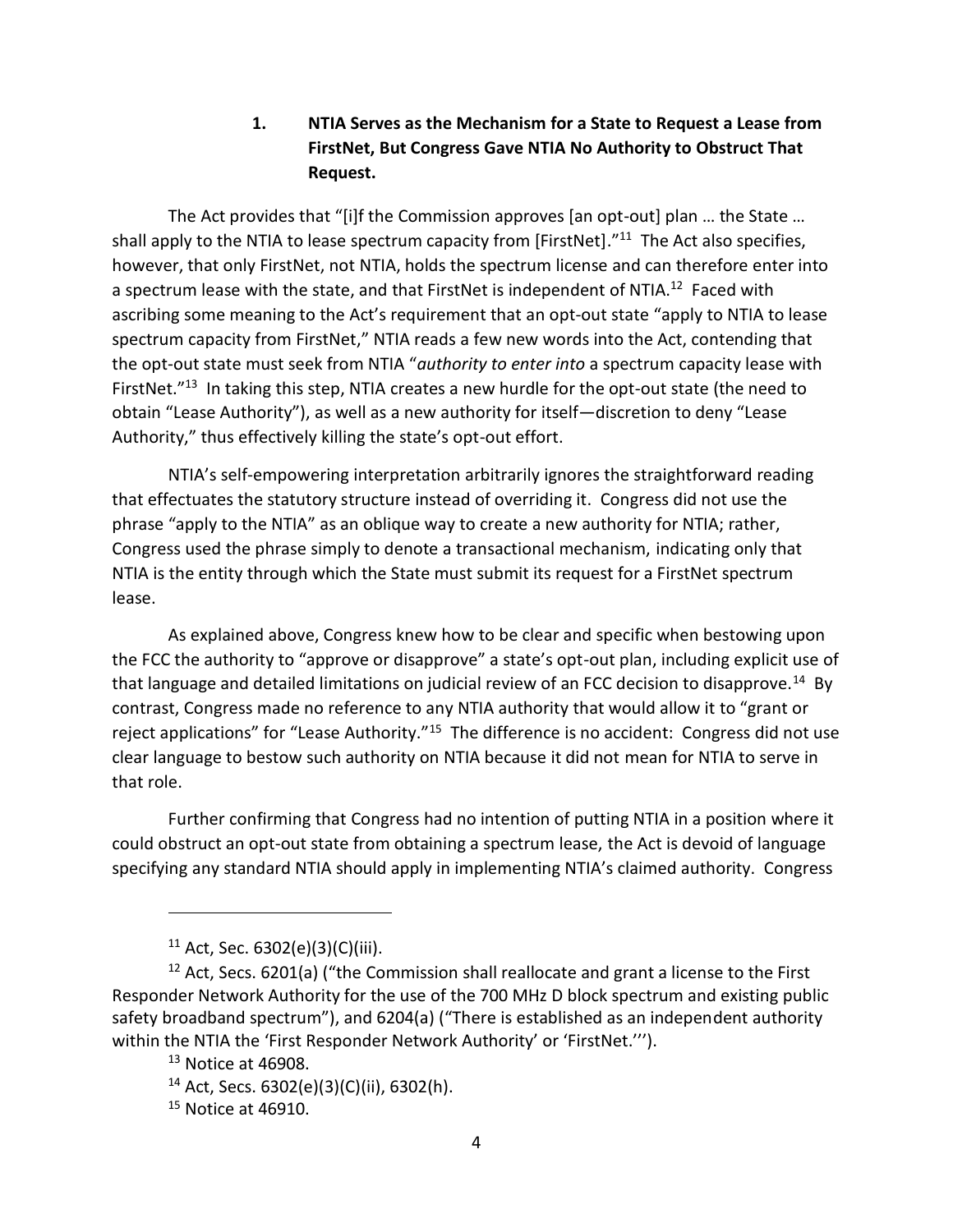### 1. NTIA Serves as the Mechanism for a State to Request a Lease from FirstNet, But Congress Gave NTIA No Authority to Obstruct That Request.

The Act provides that "[i]f the Commission approves [an opt-out] plan … the State … shall apply to the NTIA to lease spectrum capacity from [FirstNet]."[11] The Act also specifies, however, that only FirstNet, not NTIA, holds the spectrum license and can therefore enter into a spectrum lease with the state, and that FirstNet is independent of NTIA.[12] Faced with ascribing some meaning to the Act's requirement that an opt-out state "apply to NTIA to lease spectrum capacity from FirstNet," NTIA reads a few new words into the Act, contending that the opt-out state must seek from NTIA "*authority to enter into* a spectrum capacity lease with FirstNet."[13] In taking this step, NTIA creates a new hurdle for the opt-out state (the need to obtain "Lease Authority"), as well as a new authority for itself—discretion to deny "Lease Authority," thus effectively killing the state's opt-out effort.

NTIA's self-empowering interpretation arbitrarily ignores the straightforward reading that effectuates the statutory structure instead of overriding it. Congress did not use the phrase "apply to the NTIA" as an oblique way to create a new authority for NTIA; rather, Congress used the phrase simply to denote a transactional mechanism, indicating only that NTIA is the entity through which the State must submit its request for a FirstNet spectrum lease.

As explained above, Congress knew how to be clear and specific when bestowing upon the FCC the authority to "approve or disapprove" a state's opt-out plan, including explicit use of that language and detailed limitations on judicial review of an FCC decision to disapprove.[14] By contrast, Congress made no reference to any NTIA authority that would allow it to "grant or reject applications" for "Lease Authority."[15] The difference is no accident: Congress did not use clear language to bestow such authority on NTIA because it did not mean for NTIA to serve in that role.

Further confirming that Congress had no intention of putting NTIA in a position where it could obstruct an opt-out state from obtaining a spectrum lease, the Act is devoid of language specifying any standard NTIA should apply in implementing NTIA's claimed authority. Congress

---

[11] Act, Sec. 6302(e)(3)(C)(iii).

[12] Act, Secs. 6201(a) ("the Commission shall reallocate and grant a license to the First Responder Network Authority for the use of the 700 MHz D block spectrum and existing public safety broadband spectrum"), and 6204(a) ("There is established as an independent authority within the NTIA the 'First Responder Network Authority' or 'FirstNet.'").

[13] Notice at 46908.

[14] Act, Secs. 6302(e)(3)(C)(ii), 6302(h).

[15] Notice at 46910.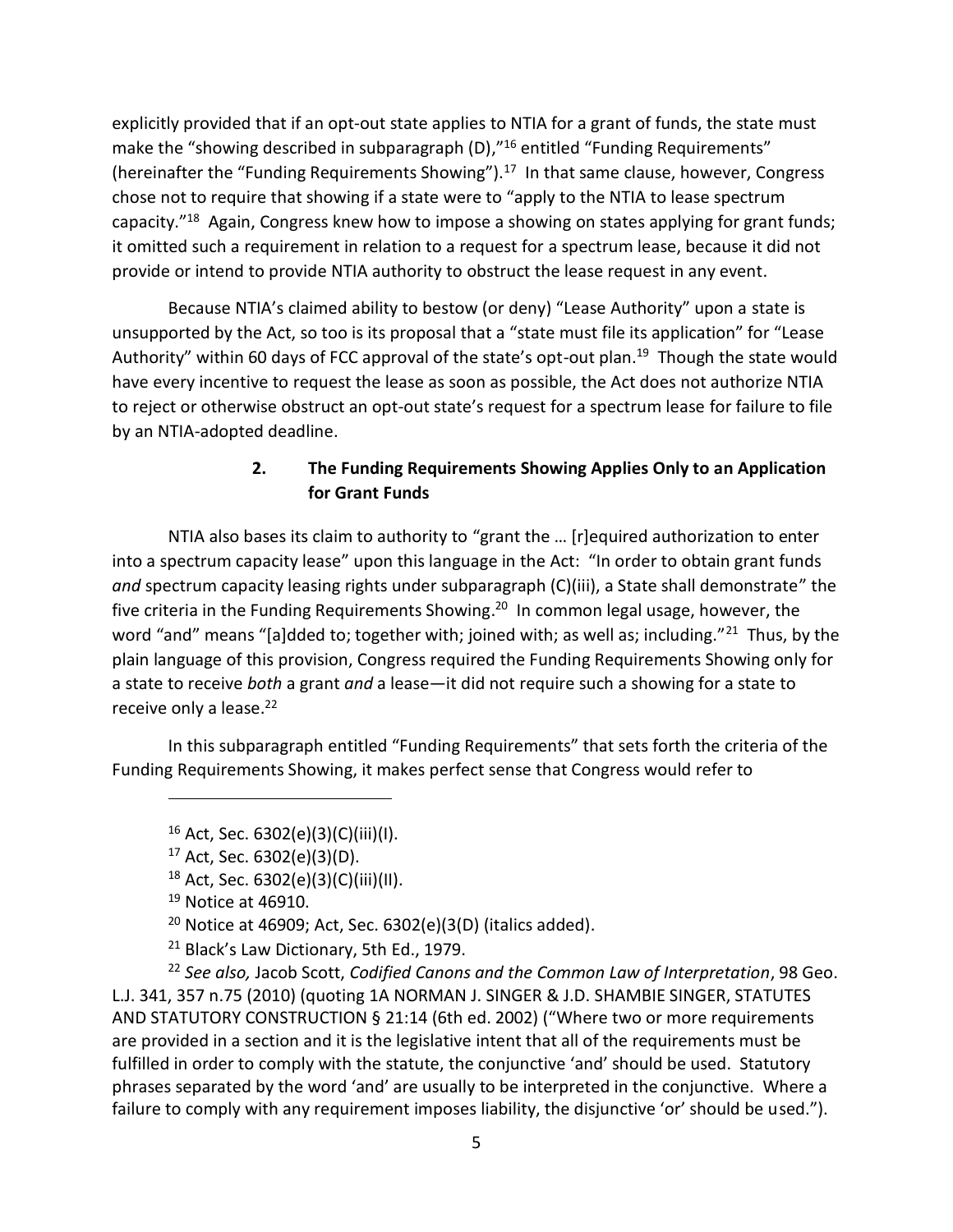explicitly provided that if an opt-out state applies to NTIA for a grant of funds, the state must make the "showing described in subparagraph (D),"[16] entitled "Funding Requirements" (hereinafter the "Funding Requirements Showing").[17] In that same clause, however, Congress chose not to require that showing if a state were to "apply to the NTIA to lease spectrum capacity."[18] Again, Congress knew how to impose a showing on states applying for grant funds; it omitted such a requirement in relation to a request for a spectrum lease, because it did not provide or intend to provide NTIA authority to obstruct the lease request in any event.

Because NTIA's claimed ability to bestow (or deny) "Lease Authority" upon a state is unsupported by the Act, so too is its proposal that a "state must file its application" for "Lease Authority" within 60 days of FCC approval of the state's opt-out plan.[19] Though the state would have every incentive to request the lease as soon as possible, the Act does not authorize NTIA to reject or otherwise obstruct an opt-out state's request for a spectrum lease for failure to file by an NTIA-adopted deadline.

### 2. The Funding Requirements Showing Applies Only to an Application for Grant Funds

NTIA also bases its claim to authority to "grant the … [r]equired authorization to enter into a spectrum capacity lease" upon this language in the Act: "In order to obtain grant funds *and* spectrum capacity leasing rights under subparagraph (C)(iii), a State shall demonstrate" the five criteria in the Funding Requirements Showing.[20] In common legal usage, however, the word "and" means "[a]dded to; together with; joined with; as well as; including."[21] Thus, by the plain language of this provision, Congress required the Funding Requirements Showing only for a state to receive *both* a grant *and* a lease—it did not require such a showing for a state to receive only a lease.[22]

In this subparagraph entitled "Funding Requirements" that sets forth the criteria of the Funding Requirements Showing, it makes perfect sense that Congress would refer to

---

[16] Act, Sec. 6302(e)(3)(C)(iii)(I).

[17] Act, Sec. 6302(e)(3)(D).

[18] Act, Sec. 6302(e)(3)(C)(iii)(II).

[19] Notice at 46910.

[20] Notice at 46909; Act, Sec. 6302(e)(3(D) (italics added).

[21] Black's Law Dictionary, 5th Ed., 1979.

[22] *See also,* Jacob Scott, *Codified Canons and the Common Law of Interpretation*, 98 Geo. L.J. 341, 357 n.75 (2010) (quoting 1A NORMAN J. SINGER & J.D. SHAMBIE SINGER, STATUTES AND STATUTORY CONSTRUCTION § 21:14 (6th ed. 2002) ("Where two or more requirements are provided in a section and it is the legislative intent that all of the requirements must be fulfilled in order to comply with the statute, the conjunctive 'and' should be used. Statutory phrases separated by the word 'and' are usually to be interpreted in the conjunctive. Where a failure to comply with any requirement imposes liability, the disjunctive 'or' should be used.").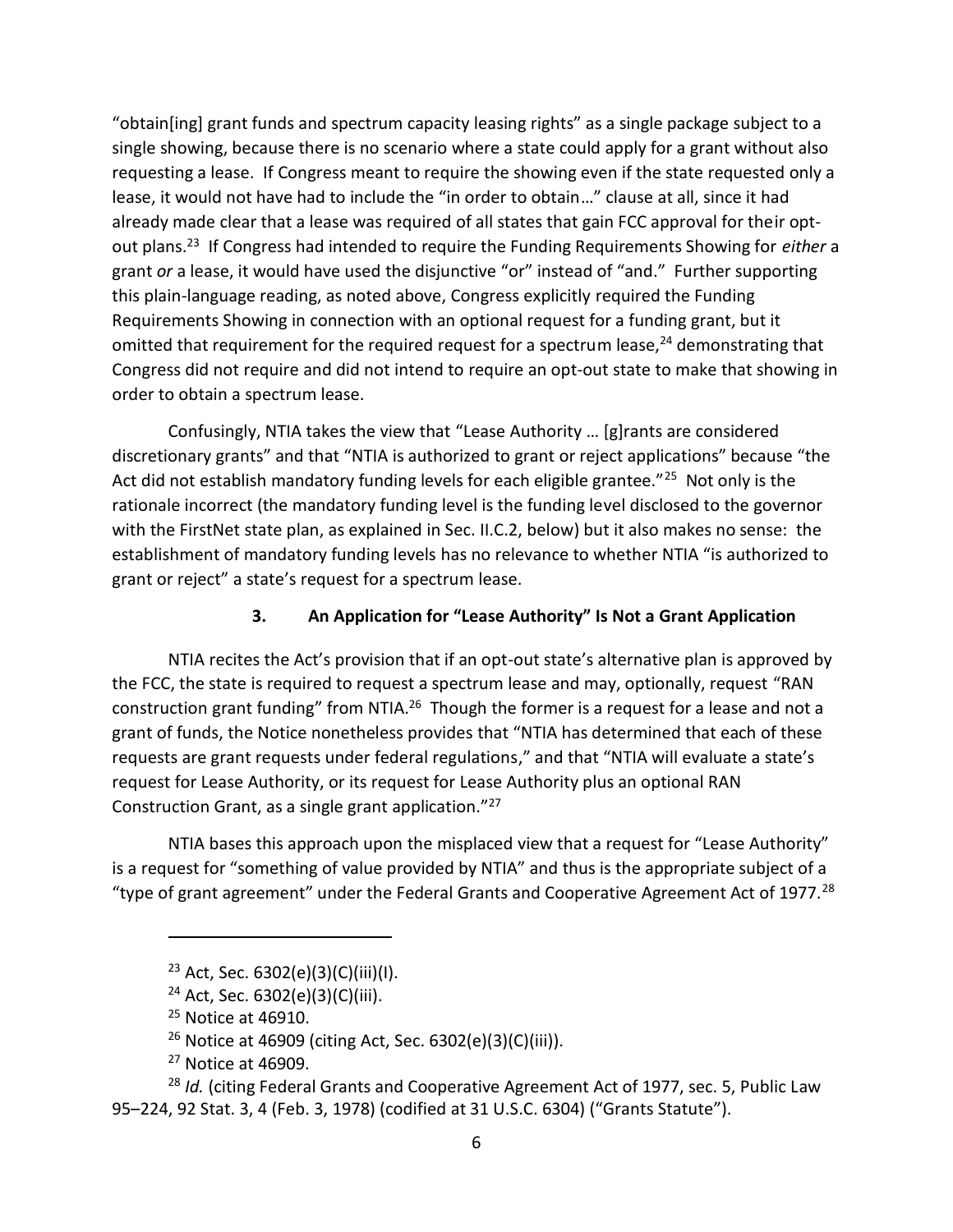"obtain[ing] grant funds and spectrum capacity leasing rights" as a single package subject to a single showing, because there is no scenario where a state could apply for a grant without also requesting a lease. If Congress meant to require the showing even if the state requested only a lease, it would not have had to include the "in order to obtain…" clause at all, since it had already made clear that a lease was required of all states that gain FCC approval for their opt-out plans.[23] If Congress had intended to require the Funding Requirements Showing for *either* a grant *or* a lease, it would have used the disjunctive "or" instead of "and." Further supporting this plain-language reading, as noted above, Congress explicitly required the Funding Requirements Showing in connection with an optional request for a funding grant, but it omitted that requirement for the required request for a spectrum lease,[24] demonstrating that Congress did not require and did not intend to require an opt-out state to make that showing in order to obtain a spectrum lease.

Confusingly, NTIA takes the view that "Lease Authority … [g]rants are considered discretionary grants" and that "NTIA is authorized to grant or reject applications" because "the Act did not establish mandatory funding levels for each eligible grantee."[25] Not only is the rationale incorrect (the mandatory funding level is the funding level disclosed to the governor with the FirstNet state plan, as explained in Sec. II.C.2, below) but it also makes no sense: the establishment of mandatory funding levels has no relevance to whether NTIA "is authorized to grant or reject" a state's request for a spectrum lease.

### 3. An Application for "Lease Authority" Is Not a Grant Application

NTIA recites the Act's provision that if an opt-out state's alternative plan is approved by the FCC, the state is required to request a spectrum lease and may, optionally, request "RAN construction grant funding" from NTIA.[26] Though the former is a request for a lease and not a grant of funds, the Notice nonetheless provides that "NTIA has determined that each of these requests are grant requests under federal regulations," and that "NTIA will evaluate a state's request for Lease Authority, or its request for Lease Authority plus an optional RAN Construction Grant, as a single grant application."[27]

NTIA bases this approach upon the misplaced view that a request for "Lease Authority" is a request for "something of value provided by NTIA" and thus is the appropriate subject of a "type of grant agreement" under the Federal Grants and Cooperative Agreement Act of 1977.[28]

---

[23] Act, Sec. 6302(e)(3)(C)(iii)(I).

[24] Act, Sec. 6302(e)(3)(C)(iii).

[25] Notice at 46910.

[26] Notice at 46909 (citing Act, Sec. 6302(e)(3)(C)(iii)).

[27] Notice at 46909.

[28] *Id.* (citing Federal Grants and Cooperative Agreement Act of 1977, sec. 5, Public Law 95–224, 92 Stat. 3, 4 (Feb. 3, 1978) (codified at 31 U.S.C. 6304) ("Grants Statute").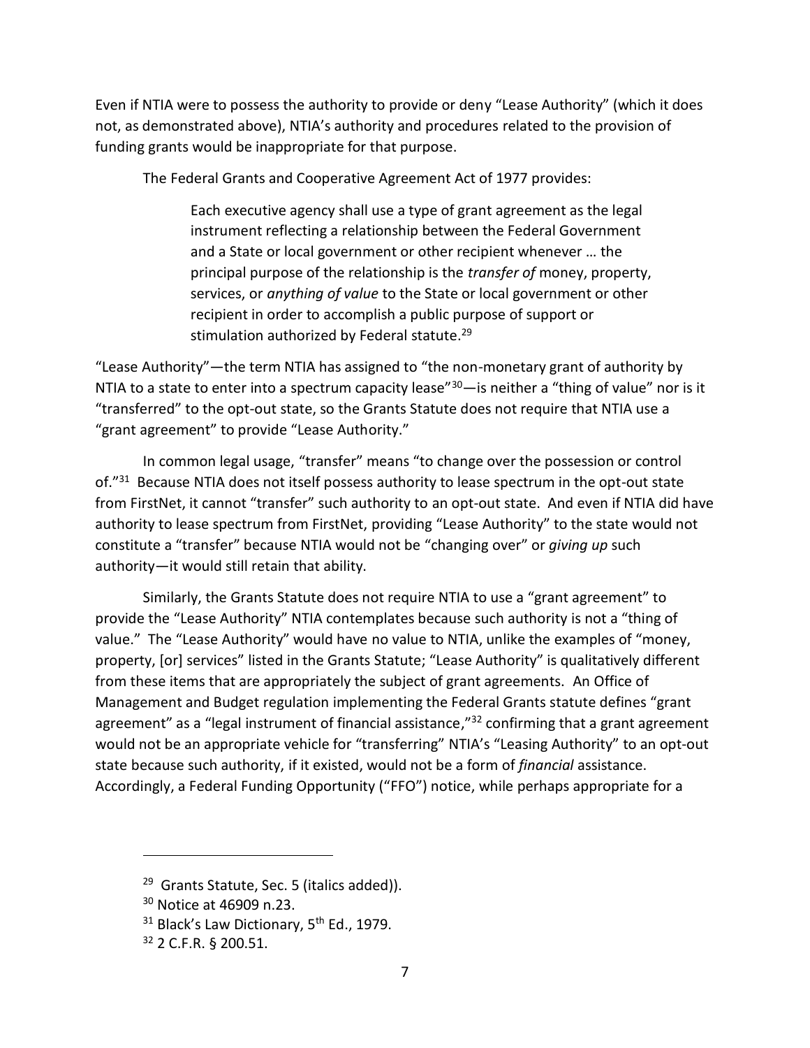Even if NTIA were to possess the authority to provide or deny "Lease Authority" (which it does not, as demonstrated above), NTIA's authority and procedures related to the provision of funding grants would be inappropriate for that purpose.

The Federal Grants and Cooperative Agreement Act of 1977 provides:

> Each executive agency shall use a type of grant agreement as the legal instrument reflecting a relationship between the Federal Government and a State or local government or other recipient whenever … the principal purpose of the relationship is the *transfer of* money, property, services, or *anything of value* to the State or local government or other recipient in order to accomplish a public purpose of support or stimulation authorized by Federal statute.[29]

"Lease Authority"—the term NTIA has assigned to "the non-monetary grant of authority by NTIA to a state to enter into a spectrum capacity lease"[30]—is neither a "thing of value" nor is it "transferred" to the opt-out state, so the Grants Statute does not require that NTIA use a "grant agreement" to provide "Lease Authority."

In common legal usage, "transfer" means "to change over the possession or control of."[31] Because NTIA does not itself possess authority to lease spectrum in the opt-out state from FirstNet, it cannot "transfer" such authority to an opt-out state. And even if NTIA did have authority to lease spectrum from FirstNet, providing "Lease Authority" to the state would not constitute a "transfer" because NTIA would not be "changing over" or *giving up* such authority—it would still retain that ability.

Similarly, the Grants Statute does not require NTIA to use a "grant agreement" to provide the "Lease Authority" NTIA contemplates because such authority is not a "thing of value." The "Lease Authority" would have no value to NTIA, unlike the examples of "money, property, [or] services" listed in the Grants Statute; "Lease Authority" is qualitatively different from these items that are appropriately the subject of grant agreements. An Office of Management and Budget regulation implementing the Federal Grants statute defines "grant agreement" as a "legal instrument of financial assistance,"[32] confirming that a grant agreement would not be an appropriate vehicle for "transferring" NTIA's "Leasing Authority" to an opt-out state because such authority, if it existed, would not be a form of *financial* assistance. Accordingly, a Federal Funding Opportunity ("FFO") notice, while perhaps appropriate for a

---

[29] Grants Statute, Sec. 5 (italics added)).

[30] Notice at 46909 n.23.

[31] Black's Law Dictionary, 5th Ed., 1979.

[32] 2 C.F.R. § 200.51.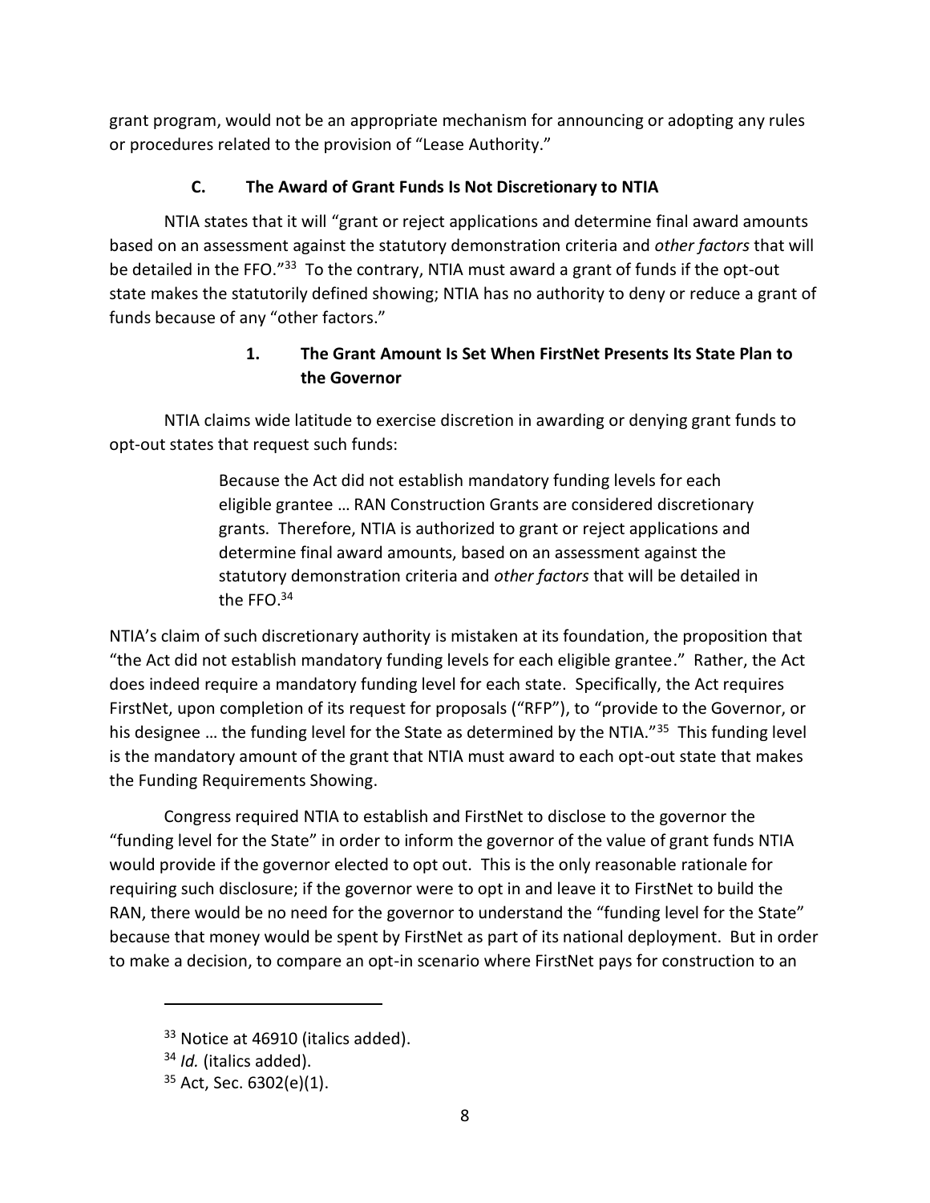grant program, would not be an appropriate mechanism for announcing or adopting any rules or procedures related to the provision of "Lease Authority."

### C. The Award of Grant Funds Is Not Discretionary to NTIA

NTIA states that it will "grant or reject applications and determine final award amounts based on an assessment against the statutory demonstration criteria and *other factors* that will be detailed in the FFO."[33] To the contrary, NTIA must award a grant of funds if the opt-out state makes the statutorily defined showing; NTIA has no authority to deny or reduce a grant of funds because of any "other factors."

#### 1. The Grant Amount Is Set When FirstNet Presents Its State Plan to the Governor

NTIA claims wide latitude to exercise discretion in awarding or denying grant funds to opt-out states that request such funds:

> Because the Act did not establish mandatory funding levels for each eligible grantee … RAN Construction Grants are considered discretionary grants. Therefore, NTIA is authorized to grant or reject applications and determine final award amounts, based on an assessment against the statutory demonstration criteria and *other factors* that will be detailed in the FFO.[34]

NTIA's claim of such discretionary authority is mistaken at its foundation, the proposition that "the Act did not establish mandatory funding levels for each eligible grantee." Rather, the Act does indeed require a mandatory funding level for each state. Specifically, the Act requires FirstNet, upon completion of its request for proposals ("RFP"), to "provide to the Governor, or his designee … the funding level for the State as determined by the NTIA."[35] This funding level is the mandatory amount of the grant that NTIA must award to each opt-out state that makes the Funding Requirements Showing.

Congress required NTIA to establish and FirstNet to disclose to the governor the "funding level for the State" in order to inform the governor of the value of grant funds NTIA would provide if the governor elected to opt out. This is the only reasonable rationale for requiring such disclosure; if the governor were to opt in and leave it to FirstNet to build the RAN, there would be no need for the governor to understand the "funding level for the State" because that money would be spent by FirstNet as part of its national deployment. But in order to make a decision, to compare an opt-in scenario where FirstNet pays for construction to an

[33] Notice at 46910 (italics added).

[34] *Id.* (italics added).

[35] Act, Sec. 6302(e)(1).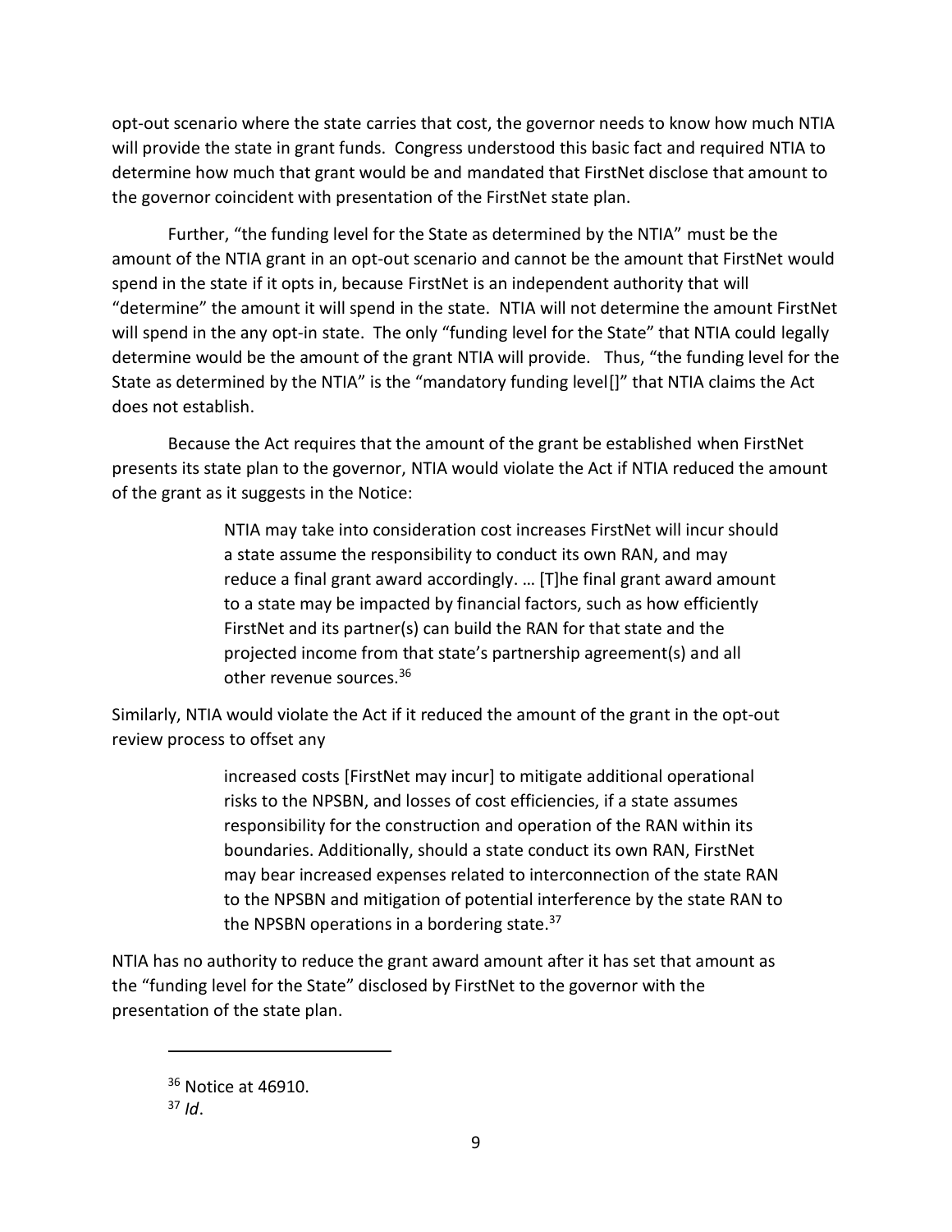opt-out scenario where the state carries that cost, the governor needs to know how much NTIA will provide the state in grant funds. Congress understood this basic fact and required NTIA to determine how much that grant would be and mandated that FirstNet disclose that amount to the governor coincident with presentation of the FirstNet state plan.

Further, "the funding level for the State as determined by the NTIA" must be the amount of the NTIA grant in an opt-out scenario and cannot be the amount that FirstNet would spend in the state if it opts in, because FirstNet is an independent authority that will "determine" the amount it will spend in the state. NTIA will not determine the amount FirstNet will spend in the any opt-in state. The only "funding level for the State" that NTIA could legally determine would be the amount of the grant NTIA will provide. Thus, "the funding level for the State as determined by the NTIA" is the "mandatory funding level[]" that NTIA claims the Act does not establish.

Because the Act requires that the amount of the grant be established when FirstNet presents its state plan to the governor, NTIA would violate the Act if NTIA reduced the amount of the grant as it suggests in the Notice:

> NTIA may take into consideration cost increases FirstNet will incur should a state assume the responsibility to conduct its own RAN, and may reduce a final grant award accordingly. … [T]he final grant award amount to a state may be impacted by financial factors, such as how efficiently FirstNet and its partner(s) can build the RAN for that state and the projected income from that state's partnership agreement(s) and all other revenue sources.[36]

Similarly, NTIA would violate the Act if it reduced the amount of the grant in the opt-out review process to offset any

> increased costs [FirstNet may incur] to mitigate additional operational risks to the NPSBN, and losses of cost efficiencies, if a state assumes responsibility for the construction and operation of the RAN within its boundaries. Additionally, should a state conduct its own RAN, FirstNet may bear increased expenses related to interconnection of the state RAN to the NPSBN and mitigation of potential interference by the state RAN to the NPSBN operations in a bordering state.[37]

NTIA has no authority to reduce the grant award amount after it has set that amount as the "funding level for the State" disclosed by FirstNet to the governor with the presentation of the state plan.

---

[36] Notice at 46910.

[37] *Id*.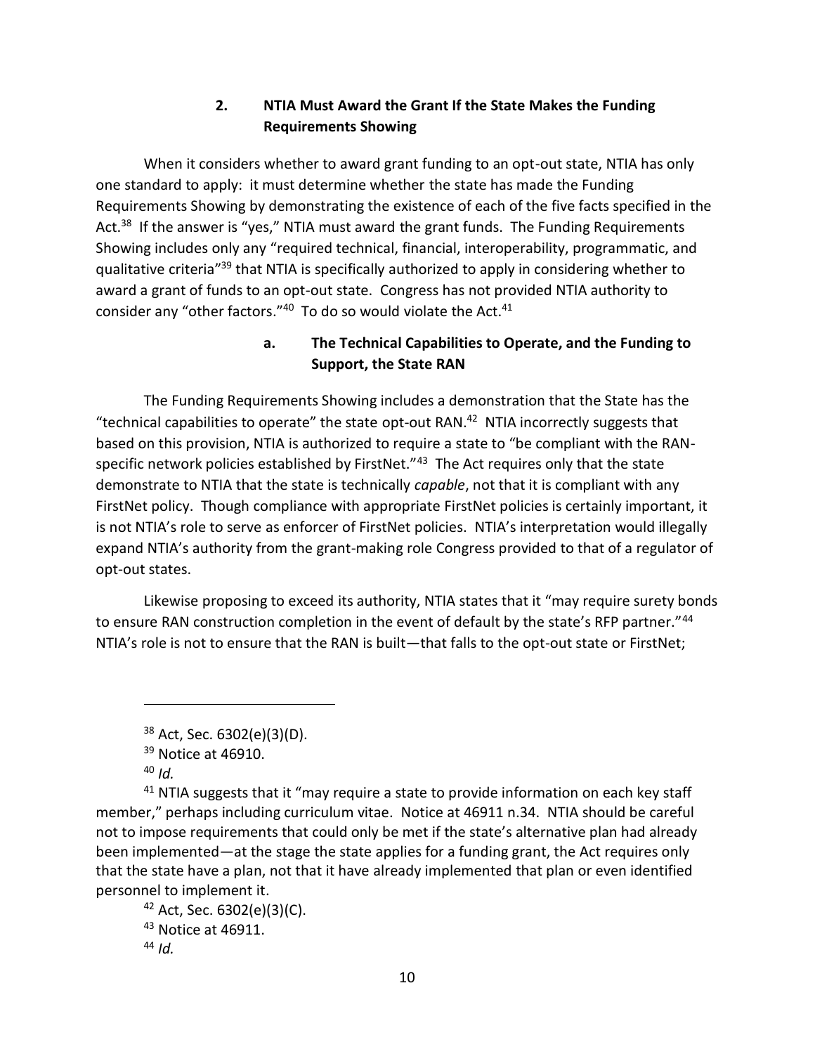### 2. NTIA Must Award the Grant If the State Makes the Funding Requirements Showing

When it considers whether to award grant funding to an opt-out state, NTIA has only one standard to apply: it must determine whether the state has made the Funding Requirements Showing by demonstrating the existence of each of the five facts specified in the Act.[38] If the answer is "yes," NTIA must award the grant funds. The Funding Requirements Showing includes only any "required technical, financial, interoperability, programmatic, and qualitative criteria"[39] that NTIA is specifically authorized to apply in considering whether to award a grant of funds to an opt-out state. Congress has not provided NTIA authority to consider any "other factors."[40] To do so would violate the Act.[41]

#### a. The Technical Capabilities to Operate, and the Funding to Support, the State RAN

The Funding Requirements Showing includes a demonstration that the State has the "technical capabilities to operate" the state opt-out RAN.[42] NTIA incorrectly suggests that based on this provision, NTIA is authorized to require a state to "be compliant with the RAN-specific network policies established by FirstNet."[43] The Act requires only that the state demonstrate to NTIA that the state is technically *capable*, not that it is compliant with any FirstNet policy. Though compliance with appropriate FirstNet policies is certainly important, it is not NTIA's role to serve as enforcer of FirstNet policies. NTIA's interpretation would illegally expand NTIA's authority from the grant-making role Congress provided to that of a regulator of opt-out states.

Likewise proposing to exceed its authority, NTIA states that it "may require surety bonds to ensure RAN construction completion in the event of default by the state's RFP partner."[44] NTIA's role is not to ensure that the RAN is built—that falls to the opt-out state or FirstNet;

---

[38] Act, Sec. 6302(e)(3)(D).

[39] Notice at 46910.

[40] *Id.*

[41] NTIA suggests that it "may require a state to provide information on each key staff member," perhaps including curriculum vitae. Notice at 46911 n.34. NTIA should be careful not to impose requirements that could only be met if the state's alternative plan had already been implemented—at the stage the state applies for a funding grant, the Act requires only that the state have a plan, not that it have already implemented that plan or even identified personnel to implement it.

[42] Act, Sec. 6302(e)(3)(C).

[43] Notice at 46911.

[44] *Id.*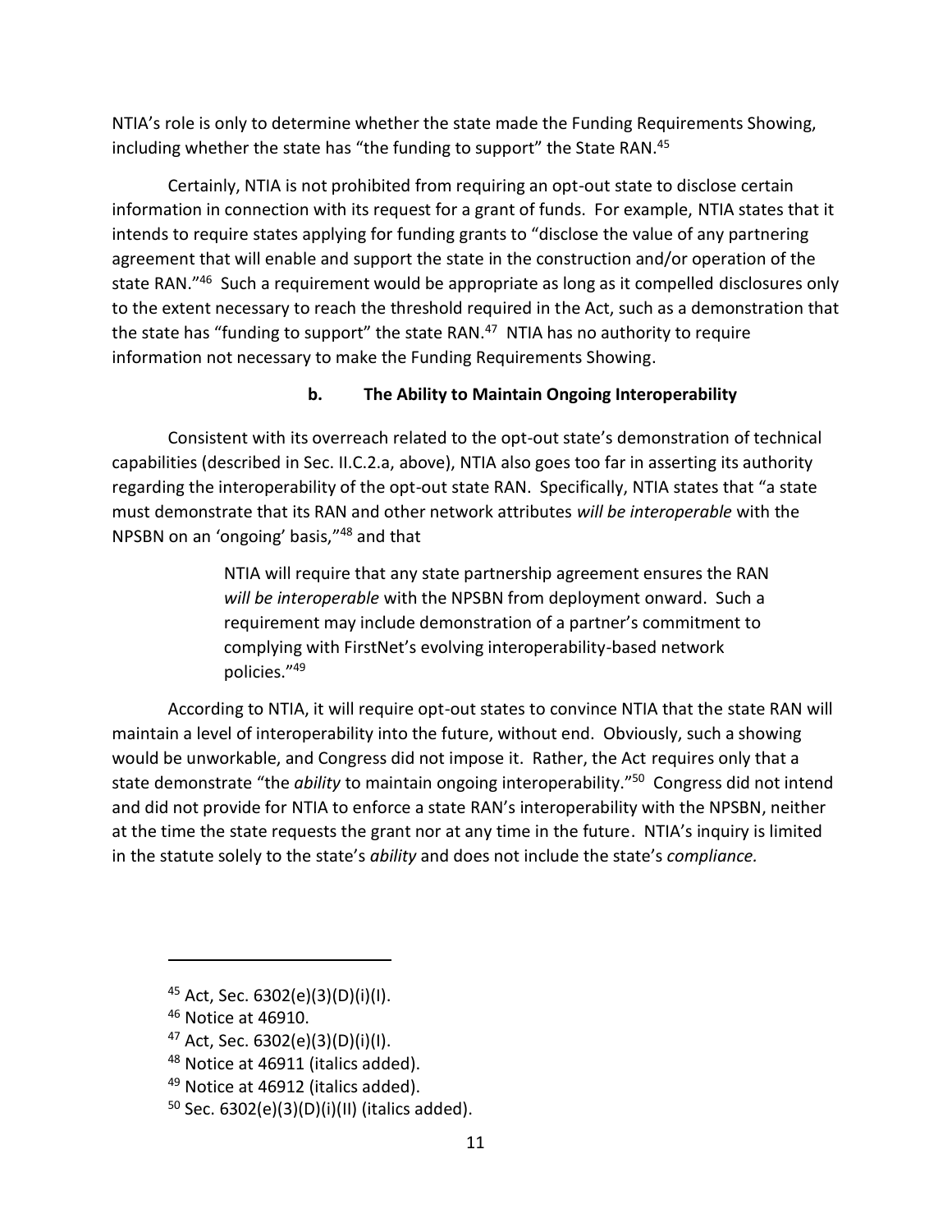NTIA's role is only to determine whether the state made the Funding Requirements Showing, including whether the state has "the funding to support" the State RAN.[45]

Certainly, NTIA is not prohibited from requiring an opt-out state to disclose certain information in connection with its request for a grant of funds. For example, NTIA states that it intends to require states applying for funding grants to "disclose the value of any partnering agreement that will enable and support the state in the construction and/or operation of the state RAN."[46] Such a requirement would be appropriate as long as it compelled disclosures only to the extent necessary to reach the threshold required in the Act, such as a demonstration that the state has "funding to support" the state RAN.[47] NTIA has no authority to require information not necessary to make the Funding Requirements Showing.

#### b. The Ability to Maintain Ongoing Interoperability

Consistent with its overreach related to the opt-out state's demonstration of technical capabilities (described in Sec. II.C.2.a, above), NTIA also goes too far in asserting its authority regarding the interoperability of the opt-out state RAN. Specifically, NTIA states that "a state must demonstrate that its RAN and other network attributes *will be interoperable* with the NPSBN on an 'ongoing' basis,"[48] and that

> NTIA will require that any state partnership agreement ensures the RAN *will be interoperable* with the NPSBN from deployment onward. Such a requirement may include demonstration of a partner's commitment to complying with FirstNet's evolving interoperability-based network policies."[49]

According to NTIA, it will require opt-out states to convince NTIA that the state RAN will maintain a level of interoperability into the future, without end. Obviously, such a showing would be unworkable, and Congress did not impose it. Rather, the Act requires only that a state demonstrate "the *ability* to maintain ongoing interoperability."[50] Congress did not intend and did not provide for NTIA to enforce a state RAN's interoperability with the NPSBN, neither at the time the state requests the grant nor at any time in the future. NTIA's inquiry is limited in the statute solely to the state's *ability* and does not include the state's *compliance.*

---

[45] Act, Sec. 6302(e)(3)(D)(i)(I).

[46] Notice at 46910.

[47] Act, Sec. 6302(e)(3)(D)(i)(I).

[48] Notice at 46911 (italics added).

[49] Notice at 46912 (italics added).

[50] Sec. 6302(e)(3)(D)(i)(II) (italics added).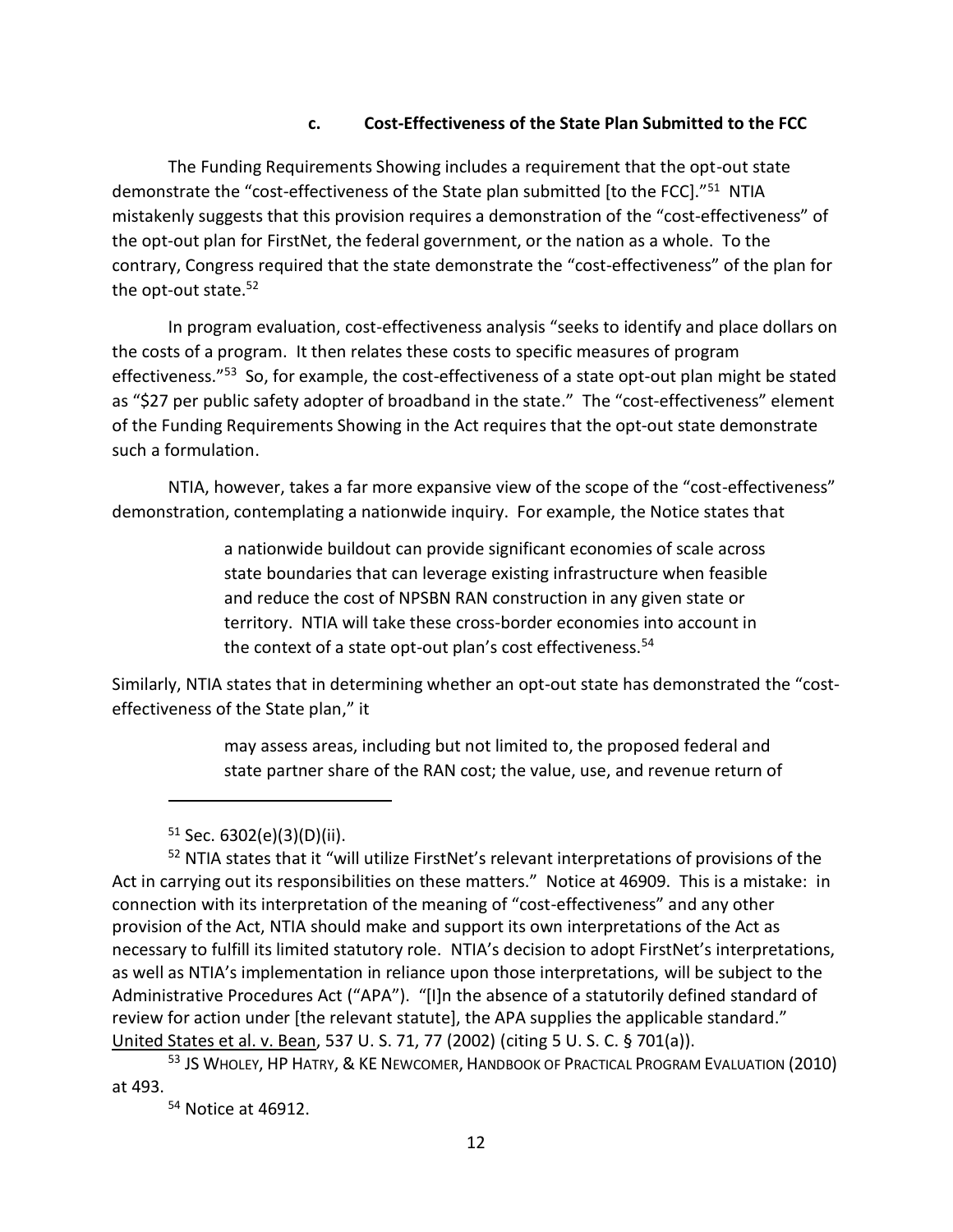### c. Cost-Effectiveness of the State Plan Submitted to the FCC

The Funding Requirements Showing includes a requirement that the opt-out state demonstrate the "cost-effectiveness of the State plan submitted [to the FCC]."[51] NTIA mistakenly suggests that this provision requires a demonstration of the "cost-effectiveness" of the opt-out plan for FirstNet, the federal government, or the nation as a whole. To the contrary, Congress required that the state demonstrate the "cost-effectiveness" of the plan for the opt-out state.[52]

In program evaluation, cost-effectiveness analysis "seeks to identify and place dollars on the costs of a program. It then relates these costs to specific measures of program effectiveness."[53] So, for example, the cost-effectiveness of a state opt-out plan might be stated as "$27 per public safety adopter of broadband in the state." The "cost-effectiveness" element of the Funding Requirements Showing in the Act requires that the opt-out state demonstrate such a formulation.

NTIA, however, takes a far more expansive view of the scope of the "cost-effectiveness" demonstration, contemplating a nationwide inquiry. For example, the Notice states that

> a nationwide buildout can provide significant economies of scale across state boundaries that can leverage existing infrastructure when feasible and reduce the cost of NPSBN RAN construction in any given state or territory. NTIA will take these cross-border economies into account in the context of a state opt-out plan's cost effectiveness.[54]

Similarly, NTIA states that in determining whether an opt-out state has demonstrated the "cost-effectiveness of the State plan," it

> may assess areas, including but not limited to, the proposed federal and state partner share of the RAN cost; the value, use, and revenue return of

---

[51] Sec. 6302(e)(3)(D)(ii).

[52] NTIA states that it "will utilize FirstNet's relevant interpretations of provisions of the Act in carrying out its responsibilities on these matters." Notice at 46909. This is a mistake: in connection with its interpretation of the meaning of "cost-effectiveness" and any other provision of the Act, NTIA should make and support its own interpretations of the Act as necessary to fulfill its limited statutory role. NTIA's decision to adopt FirstNet's interpretations, as well as NTIA's implementation in reliance upon those interpretations, will be subject to the Administrative Procedures Act ("APA"). "[I]n the absence of a statutorily defined standard of review for action under [the relevant statute], the APA supplies the applicable standard." United States et al. v. Bean, 537 U. S. 71, 77 (2002) (citing 5 U. S. C. § 701(a)).

[53] JS Wholey, HP Hatry, & KE Newcomer, Handbook of Practical Program Evaluation (2010) at 493.

[54] Notice at 46912.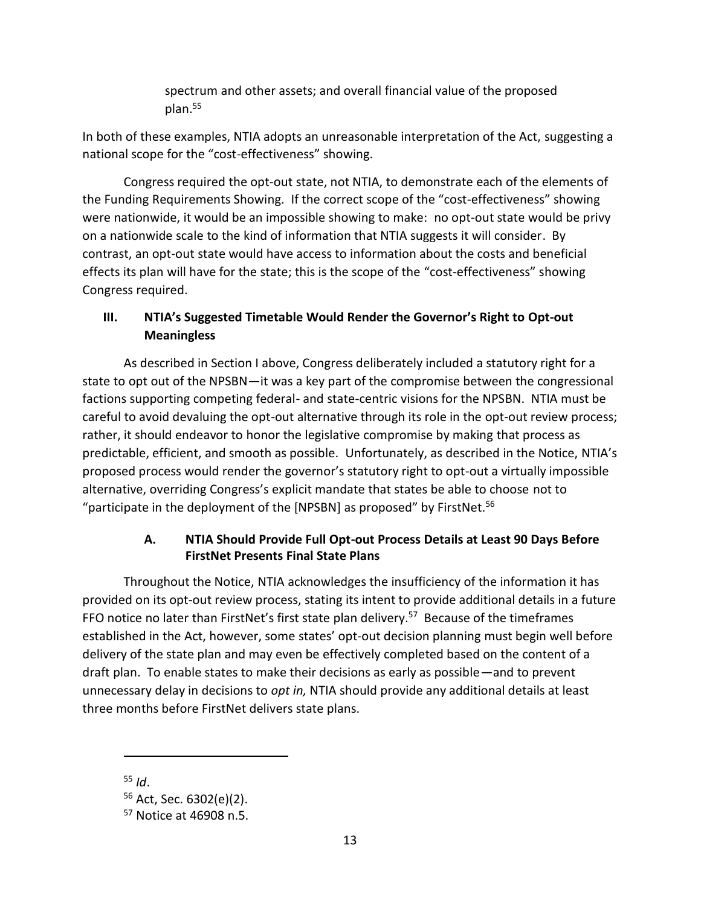> spectrum and other assets; and overall financial value of the proposed plan.[55]

In both of these examples, NTIA adopts an unreasonable interpretation of the Act, suggesting a national scope for the "cost-effectiveness" showing.

Congress required the opt-out state, not NTIA, to demonstrate each of the elements of the Funding Requirements Showing. If the correct scope of the "cost-effectiveness" showing were nationwide, it would be an impossible showing to make: no opt-out state would be privy on a nationwide scale to the kind of information that NTIA suggests it will consider. By contrast, an opt-out state would have access to information about the costs and beneficial effects its plan will have for the state; this is the scope of the "cost-effectiveness" showing Congress required.

## III. NTIA's Suggested Timetable Would Render the Governor's Right to Opt-out Meaningless

As described in Section I above, Congress deliberately included a statutory right for a state to opt out of the NPSBN—it was a key part of the compromise between the congressional factions supporting competing federal- and state-centric visions for the NPSBN. NTIA must be careful to avoid devaluing the opt-out alternative through its role in the opt-out review process; rather, it should endeavor to honor the legislative compromise by making that process as predictable, efficient, and smooth as possible. Unfortunately, as described in the Notice, NTIA's proposed process would render the governor's statutory right to opt-out a virtually impossible alternative, overriding Congress's explicit mandate that states be able to choose not to "participate in the deployment of the [NPSBN] as proposed" by FirstNet.[56]

### A. NTIA Should Provide Full Opt-out Process Details at Least 90 Days Before FirstNet Presents Final State Plans

Throughout the Notice, NTIA acknowledges the insufficiency of the information it has provided on its opt-out review process, stating its intent to provide additional details in a future FFO notice no later than FirstNet's first state plan delivery.[57] Because of the timeframes established in the Act, however, some states' opt-out decision planning must begin well before delivery of the state plan and may even be effectively completed based on the content of a draft plan. To enable states to make their decisions as early as possible—and to prevent unnecessary delay in decisions to *opt in,* NTIA should provide any additional details at least three months before FirstNet delivers state plans.

---

[55] *Id*.

[56] Act, Sec. 6302(e)(2).

[57] Notice at 46908 n.5.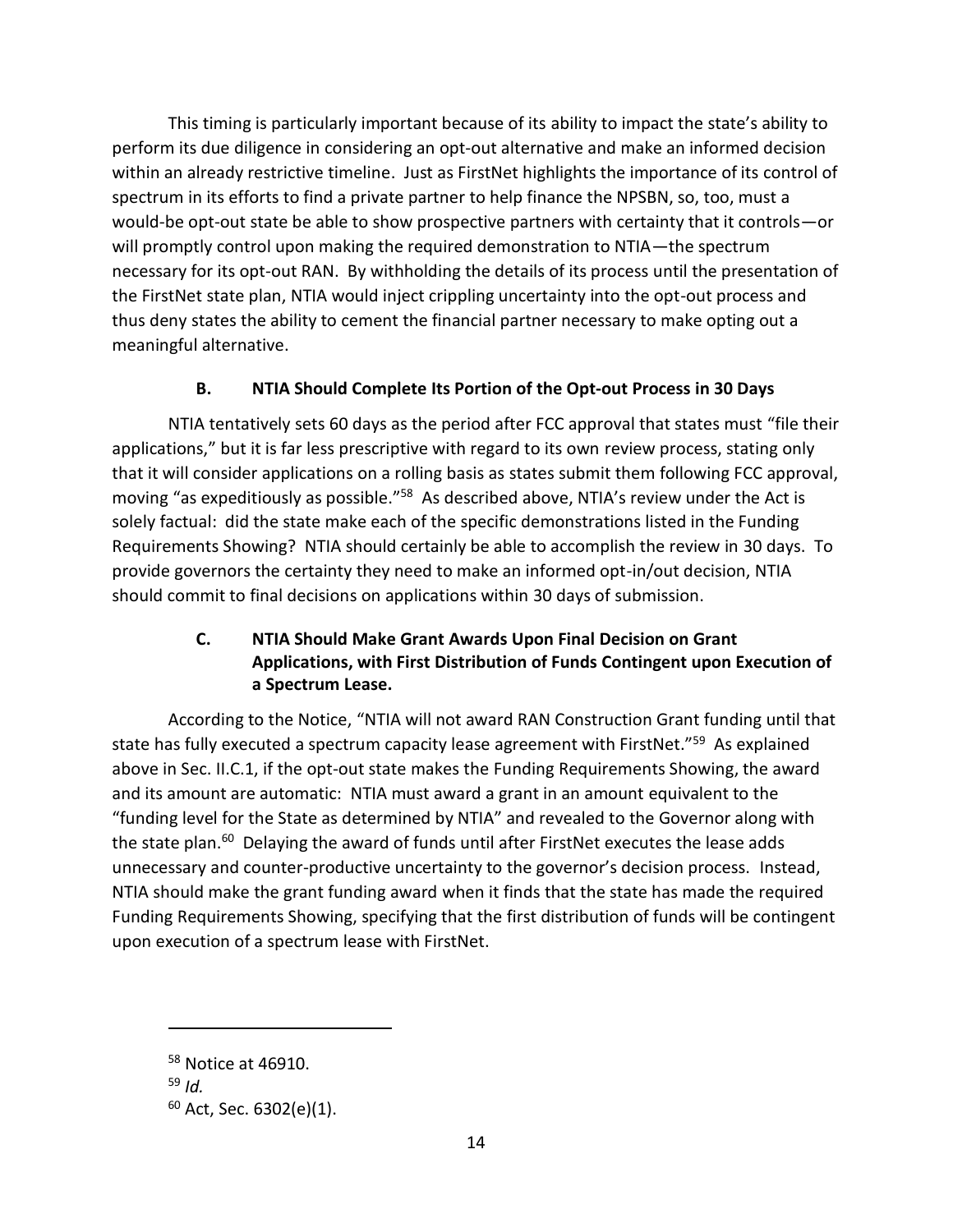This timing is particularly important because of its ability to impact the state's ability to perform its due diligence in considering an opt-out alternative and make an informed decision within an already restrictive timeline. Just as FirstNet highlights the importance of its control of spectrum in its efforts to find a private partner to help finance the NPSBN, so, too, must a would-be opt-out state be able to show prospective partners with certainty that it controls—or will promptly control upon making the required demonstration to NTIA—the spectrum necessary for its opt-out RAN. By withholding the details of its process until the presentation of the FirstNet state plan, NTIA would inject crippling uncertainty into the opt-out process and thus deny states the ability to cement the financial partner necessary to make opting out a meaningful alternative.

### B. NTIA Should Complete Its Portion of the Opt-out Process in 30 Days

NTIA tentatively sets 60 days as the period after FCC approval that states must "file their applications," but it is far less prescriptive with regard to its own review process, stating only that it will consider applications on a rolling basis as states submit them following FCC approval, moving "as expeditiously as possible."[58] As described above, NTIA's review under the Act is solely factual: did the state make each of the specific demonstrations listed in the Funding Requirements Showing? NTIA should certainly be able to accomplish the review in 30 days. To provide governors the certainty they need to make an informed opt-in/out decision, NTIA should commit to final decisions on applications within 30 days of submission.

### C. NTIA Should Make Grant Awards Upon Final Decision on Grant Applications, with First Distribution of Funds Contingent upon Execution of a Spectrum Lease.

According to the Notice, "NTIA will not award RAN Construction Grant funding until that state has fully executed a spectrum capacity lease agreement with FirstNet."[59] As explained above in Sec. II.C.1, if the opt-out state makes the Funding Requirements Showing, the award and its amount are automatic: NTIA must award a grant in an amount equivalent to the "funding level for the State as determined by NTIA" and revealed to the Governor along with the state plan.[60] Delaying the award of funds until after FirstNet executes the lease adds unnecessary and counter-productive uncertainty to the governor's decision process. Instead, NTIA should make the grant funding award when it finds that the state has made the required Funding Requirements Showing, specifying that the first distribution of funds will be contingent upon execution of a spectrum lease with FirstNet.

---

[58] Notice at 46910.

[59] *Id.*

[60] Act, Sec. 6302(e)(1).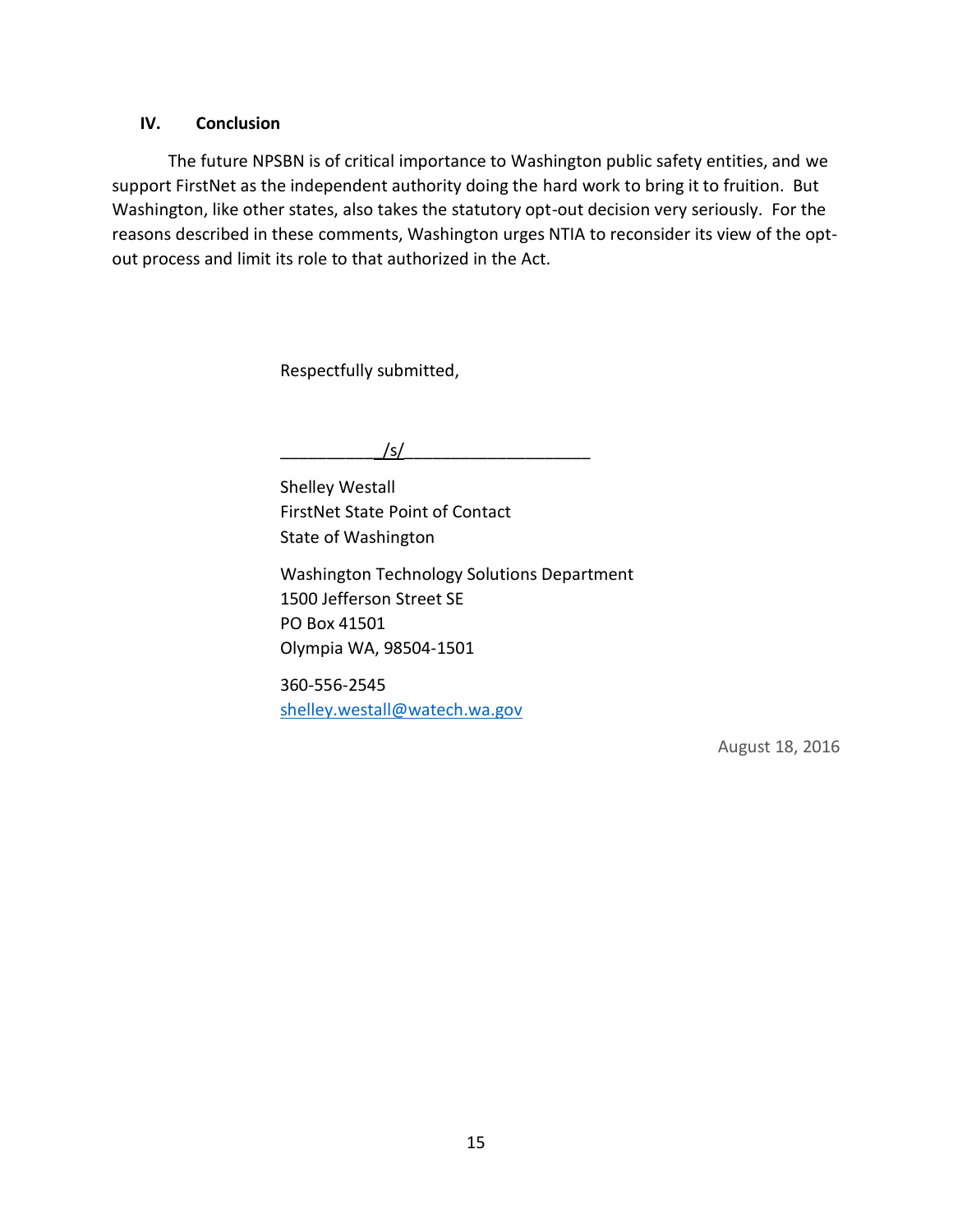## IV. Conclusion

The future NPSBN is of critical importance to Washington public safety entities, and we support FirstNet as the independent authority doing the hard work to bring it to fruition. But Washington, like other states, also takes the statutory opt-out decision very seriously. For the reasons described in these comments, Washington urges NTIA to reconsider its view of the opt-out process and limit its role to that authorized in the Act.

Respectfully submitted,

__________/s/___________________

Shelley Westall
FirstNet State Point of Contact
State of Washington

Washington Technology Solutions Department
1500 Jefferson Street SE
PO Box 41501
Olympia WA, 98504-1501

360-556-2545
shelley.westall@watech.wa.gov

August 18, 2016